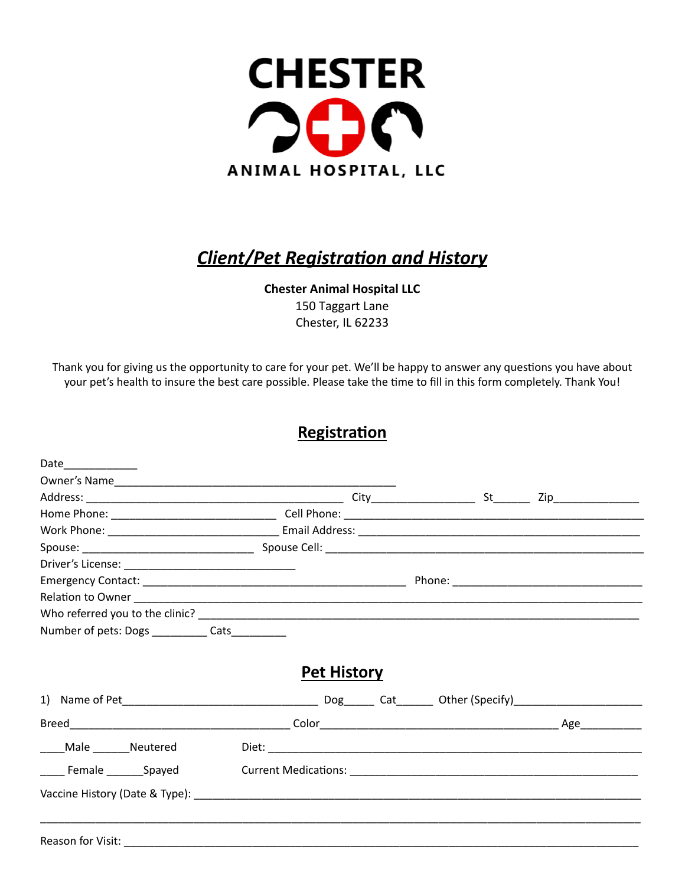# CHESTER

ANIMAL HOSPITAL, LLC

## *Client/Pet Registration and History*

**Chester Animal Hospital LLC**
150 Taggart Lane
Chester, IL 62233

Thank you for giving us the opportunity to care for your pet. We'll be happy to answer any questions you have about your pet's health to insure the best care possible. Please take the time to fill in this form completely. Thank You!

## Registration

Date____________

Owner's Name_______________________________________________

Address: __________________________________________ City_________________ St______ Zip______________

Home Phone: ___________________________ Cell Phone: ___________________________________________________

Work Phone: ____________________________ Email Address: _______________________________________________

Spouse: ____________________________ Spouse Cell: ______________________________________________________

Driver's License: ____________________________

Emergency Contact: ____________________________________________ Phone: ________________________________

Relation to Owner __________________________________________________________________________________

Who referred you to the clinic? ______________________________________________________________________

Number of pets: Dogs _________ Cats_________

## Pet History

1) Name of Pet________________________________ Dog_____ Cat______ Other (Specify)_____________________

Breed____________________________________ Color________________________________________ Age__________

____Male ______Neutered Diet: _______________________________________________________________

____ Female ______Spayed Current Medications: ______________________________________________

Vaccine History (Date & Type): ___________________________________________________________________

_______________________________________________________________________________________________

Reason for Visit: _________________________________________________________________________________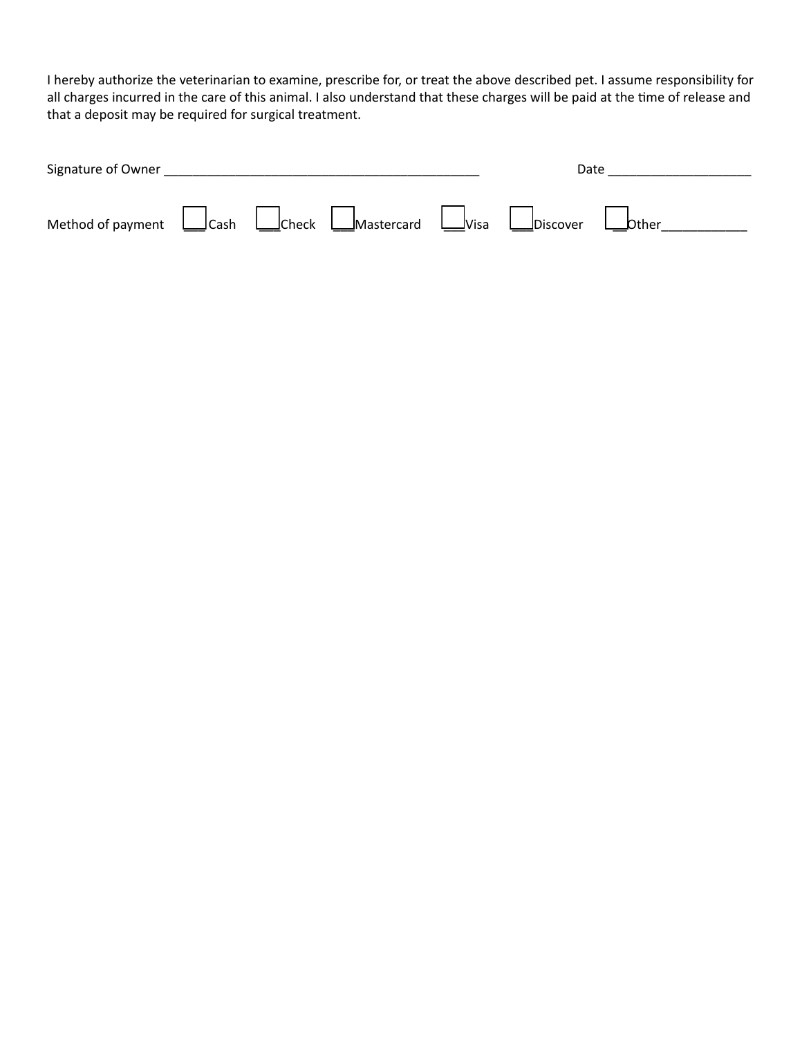I hereby authorize the veterinarian to examine, prescribe for, or treat the above described pet. I assume responsibility for all charges incurred in the care of this animal. I also understand that these charges will be paid at the time of release and that a deposit may be required for surgical treatment.

Signature of Owner _______________________________________________ Date _____________________

Method of payment ☐ Cash ☐ Check ☐ Mastercard ☐ Visa ☐ Discover ☐ Other____________